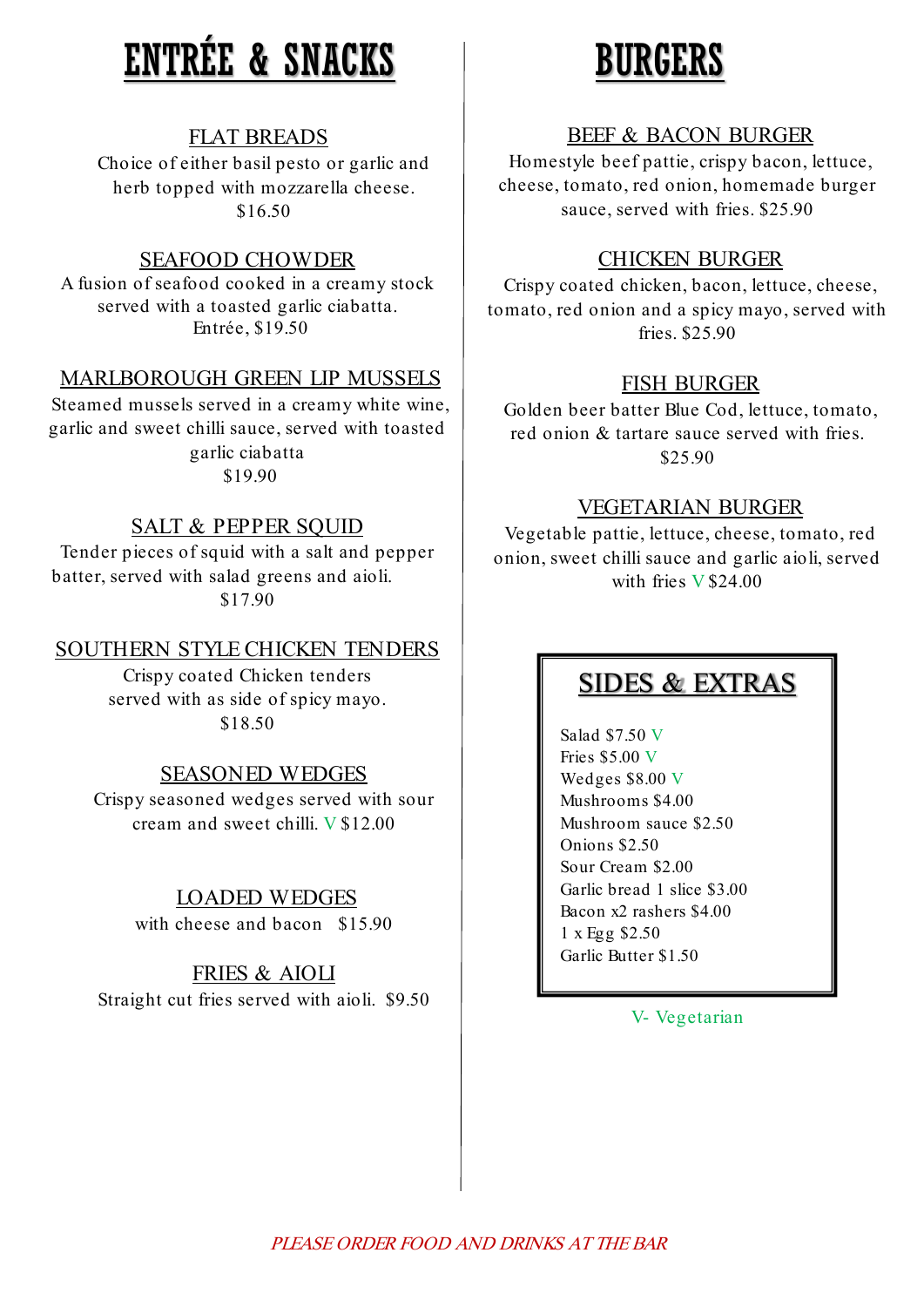# ENTRÉE & SNACKS

### FLAT BREADS

Choice of either basil pesto or garlic and herb topped with mozzarella cheese.
$16.50

### SEAFOOD CHOWDER

A fusion of seafood cooked in a creamy stock served with a toasted garlic ciabatta.
Entrée, $19.50

### MARLBOROUGH GREEN LIP MUSSELS

Steamed mussels served in a creamy white wine, garlic and sweet chilli sauce, served with toasted garlic ciabatta
$19.90

### SALT & PEPPER SQUID

Tender pieces of squid with a salt and pepper batter, served with salad greens and aioli.
$17.90

### SOUTHERN STYLE CHICKEN TENDERS

Crispy coated Chicken tenders served with as side of spicy mayo.
$18.50

### SEASONED WEDGES

Crispy seasoned wedges served with sour cream and sweet chilli. V $12.00

### LOADED WEDGES

with cheese and bacon $15.90

### FRIES & AIOLI

Straight cut fries served with aioli. $9.50

# BURGERS

### BEEF & BACON BURGER

Homestyle beef pattie, crispy bacon, lettuce, cheese, tomato, red onion, homemade burger sauce, served with fries. $25.90

### CHICKEN BURGER

Crispy coated chicken, bacon, lettuce, cheese, tomato, red onion and a spicy mayo, served with fries. $25.90

### FISH BURGER

Golden beer batter Blue Cod, lettuce, tomato, red onion & tartare sauce served with fries.
$25.90

### VEGETARIAN BURGER

Vegetable pattie, lettuce, cheese, tomato, red onion, sweet chilli sauce and garlic aioli, served with fries V $24.00

## SIDES & EXTRAS

Salad $7.50 V
Fries $5.00 V
Wedges $8.00 V
Mushrooms $4.00
Mushroom sauce $2.50
Onions $2.50
Sour Cream $2.00
Garlic bread 1 slice $3.00
Bacon x2 rashers $4.00
1 x Egg $2.50
Garlic Butter $1.50

V- Vegetarian

*PLEASE ORDER FOOD AND DRINKS AT THE BAR*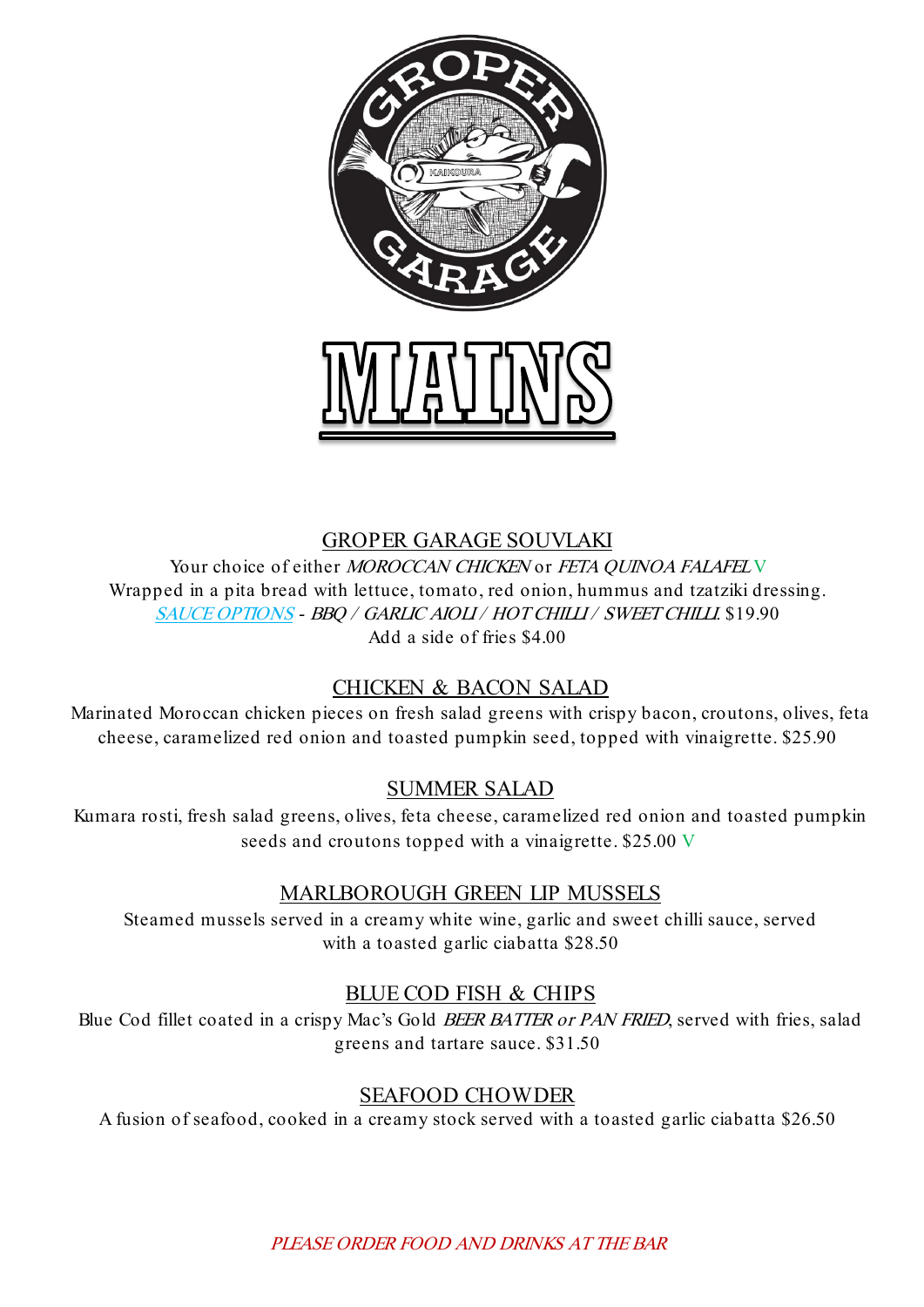# MAINS

## GROPER GARAGE SOUVLAKI

Your choice of either *MOROCCAN CHICKEN* or *FETA QUINOA FALAFEL* V
Wrapped in a pita bread with lettuce, tomato, red onion, hummus and tzatziki dressing.
SAUCE OPTIONS - *BBQ / GARLIC AIOLI / HOT CHILLI / SWEET CHILLI.* $19.90
Add a side of fries $4.00

## CHICKEN & BACON SALAD

Marinated Moroccan chicken pieces on fresh salad greens with crispy bacon, croutons, olives, feta cheese, caramelized red onion and toasted pumpkin seed, topped with vinaigrette. $25.90

## SUMMER SALAD

Kumara rosti, fresh salad greens, olives, feta cheese, caramelized red onion and toasted pumpkin seeds and croutons topped with a vinaigrette. $25.00 V

## MARLBOROUGH GREEN LIP MUSSELS

Steamed mussels served in a creamy white wine, garlic and sweet chilli sauce, served with a toasted garlic ciabatta $28.50

## BLUE COD FISH & CHIPS

Blue Cod fillet coated in a crispy Mac's Gold *BEER BATTER or PAN FRIED*, served with fries, salad greens and tartare sauce. $31.50

## SEAFOOD CHOWDER

A fusion of seafood, cooked in a creamy stock served with a toasted garlic ciabatta $26.50

*PLEASE ORDER FOOD AND DRINKS AT THE BAR*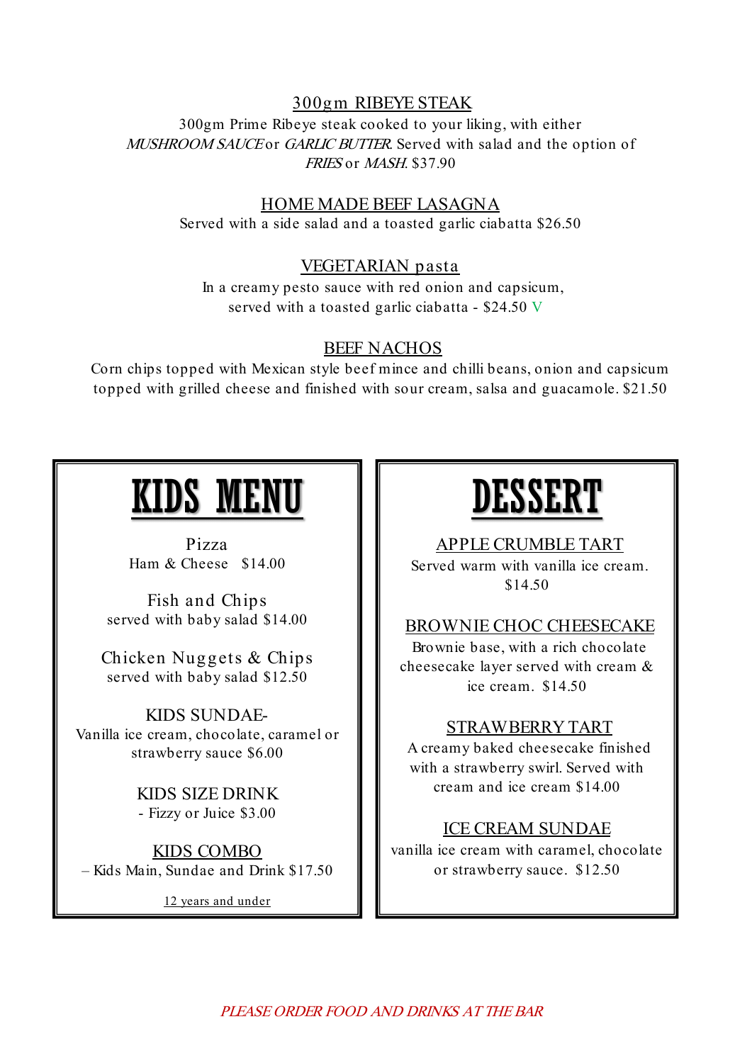### 300gm RIBEYE STEAK

300gm Prime Ribeye steak cooked to your liking, with either *MUSHROOM SAUCE* or *GARLIC BUTTER*. Served with salad and the option of *FRIES* or *MASH*. $37.90

### HOME MADE BEEF LASAGNA

Served with a side salad and a toasted garlic ciabatta $26.50

### VEGETARIAN pasta

In a creamy pesto sauce with red onion and capsicum, served with a toasted garlic ciabatta - $24.50 V

### BEEF NACHOS

Corn chips topped with Mexican style beef mince and chilli beans, onion and capsicum topped with grilled cheese and finished with sour cream, salsa and guacamole. $21.50

## KIDS MENU

Pizza
Ham & Cheese $14.00

Fish and Chips
served with baby salad $14.00

Chicken Nuggets & Chips
served with baby salad $12.50

KIDS SUNDAE-
Vanilla ice cream, chocolate, caramel or strawberry sauce $6.00

KIDS SIZE DRINK
- Fizzy or Juice $3.00

KIDS COMBO
– Kids Main, Sundae and Drink $17.50

12 years and under

## DESSERT

### APPLE CRUMBLE TART

Served warm with vanilla ice cream. $14.50

### BROWNIE CHOC CHEESECAKE

Brownie base, with a rich chocolate cheesecake layer served with cream & ice cream. $14.50

### STRAWBERRY TART

A creamy baked cheesecake finished with a strawberry swirl. Served with cream and ice cream $14.00

### ICE CREAM SUNDAE

vanilla ice cream with caramel, chocolate or strawberry sauce. $12.50

*PLEASE ORDER FOOD AND DRINKS AT THE BAR*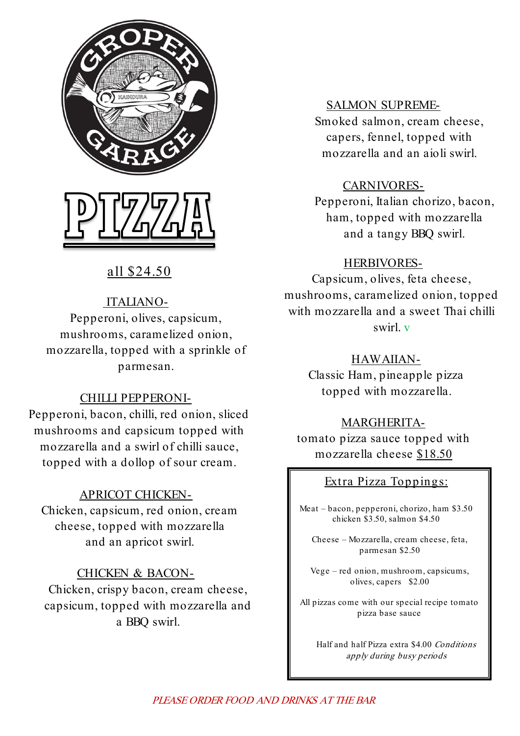# GROPER GARAGE

KAIKOURA

# PIZZA

all $24.50

**ITALIANO-**
Pepperoni, olives, capsicum, mushrooms, caramelized onion, mozzarella, topped with a sprinkle of parmesan.

**CHILLI PEPPERONI-**
Pepperoni, bacon, chilli, red onion, sliced mushrooms and capsicum topped with mozzarella and a swirl of chilli sauce, topped with a dollop of sour cream.

**APRICOT CHICKEN-**
Chicken, capsicum, red onion, cream cheese, topped with mozzarella and an apricot swirl.

**CHICKEN & BACON-**
Chicken, crispy bacon, cream cheese, capsicum, topped with mozzarella and a BBQ swirl.

**SALMON SUPREME-**
Smoked salmon, cream cheese, capers, fennel, topped with mozzarella and an aioli swirl.

**CARNIVORES-**
Pepperoni, Italian chorizo, bacon, ham, topped with mozzarella and a tangy BBQ swirl.

**HERBIVORES-**
Capsicum, olives, feta cheese, mushrooms, caramelized onion, topped with mozzarella and a sweet Thai chilli swirl. v

**HAWAIIAN-**
Classic Ham, pineapple pizza topped with mozzarella.

**MARGHERITA-**
tomato pizza sauce topped with mozzarella cheese $18.50

## Extra Pizza Toppings:

Meat – bacon, pepperoni, chorizo, ham $3.50
chicken $3.50, salmon $4.50

Cheese – Mozzarella, cream cheese, feta, parmesan $2.50

Vege – red onion, mushroom, capsicums, olives, capers $2.00

All pizzas come with our special recipe tomato pizza base sauce

Half and half Pizza extra $4.00 *Conditions apply during busy periods*

*PLEASE ORDER FOOD AND DRINKS AT THE BAR*